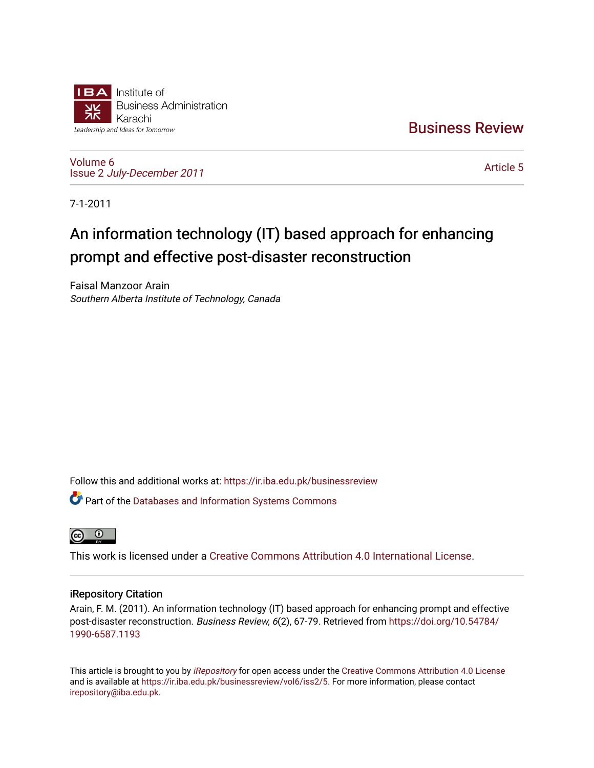Institute of
Business Administration
Karachi

Leadership and Ideas for Tomorrow

Business Review

Volume 6
Issue 2 *July-December 2011*

Article 5

7-1-2011

# An information technology (IT) based approach for enhancing prompt and effective post-disaster reconstruction

Faisal Manzoor Arain
*Southern Alberta Institute of Technology, Canada*

Follow this and additional works at: https://ir.iba.edu.pk/businessreview

Part of the Databases and Information Systems Commons

This work is licensed under a Creative Commons Attribution 4.0 International License.

## iRepository Citation

Arain, F. M. (2011). An information technology (IT) based approach for enhancing prompt and effective post-disaster reconstruction. *Business Review, 6*(2), 67-79. Retrieved from https://doi.org/10.54784/1990-6587.1193

This article is brought to you by *iRepository* for open access under the Creative Commons Attribution 4.0 License and is available at https://ir.iba.edu.pk/businessreview/vol6/iss2/5. For more information, please contact irepository@iba.edu.pk.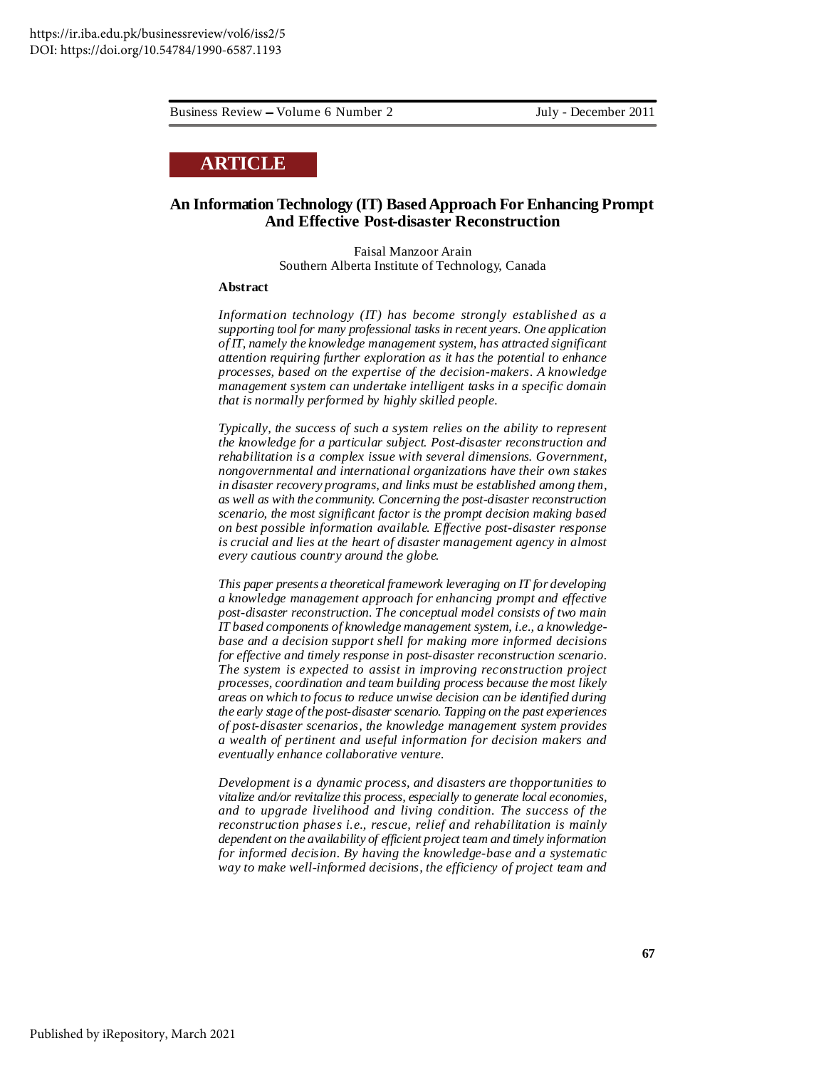## ARTICLE

# An Information Technology (IT) Based Approach For Enhancing Prompt And Effective Post-disaster Reconstruction

Faisal Manzoor Arain
Southern Alberta Institute of Technology, Canada

**Abstract**

*Information technology (IT) has become strongly established as a supporting tool for many professional tasks in recent years. One application of IT, namely the knowledge management system, has attracted significant attention requiring further exploration as it has the potential to enhance processes, based on the expertise of the decision-makers. A knowledge management system can undertake intelligent tasks in a specific domain that is normally performed by highly skilled people.*

*Typically, the success of such a system relies on the ability to represent the knowledge for a particular subject. Post-disaster reconstruction and rehabilitation is a complex issue with several dimensions. Government, nongovernmental and international organizations have their own stakes in disaster recovery programs, and links must be established among them, as well as with the community. Concerning the post-disaster reconstruction scenario, the most significant factor is the prompt decision making based on best possible information available. Effective post-disaster response is crucial and lies at the heart of disaster management agency in almost every cautious country around the globe.*

*This paper presents a theoretical framework leveraging on IT for developing a knowledge management approach for enhancing prompt and effective post-disaster reconstruction. The conceptual model consists of two main IT based components of knowledge management system, i.e., a knowledge-base and a decision support shell for making more informed decisions for effective and timely response in post-disaster reconstruction scenario. The system is expected to assist in improving reconstruction project processes, coordination and team building process because the most likely areas on which to focus to reduce unwise decision can be identified during the early stage of the post-disaster scenario. Tapping on the past experiences of post-disaster scenarios, the knowledge management system provides a wealth of pertinent and useful information for decision makers and eventually enhance collaborative venture.*

*Development is a dynamic process, and disasters are thopportunities to vitalize and/or revitalize this process, especially to generate local economies, and to upgrade livelihood and living condition. The success of the reconstruction phases i.e., rescue, relief and rehabilitation is mainly dependent on the availability of efficient project team and timely information for informed decision. By having the knowledge-base and a systematic way to make well-informed decisions, the efficiency of project team and*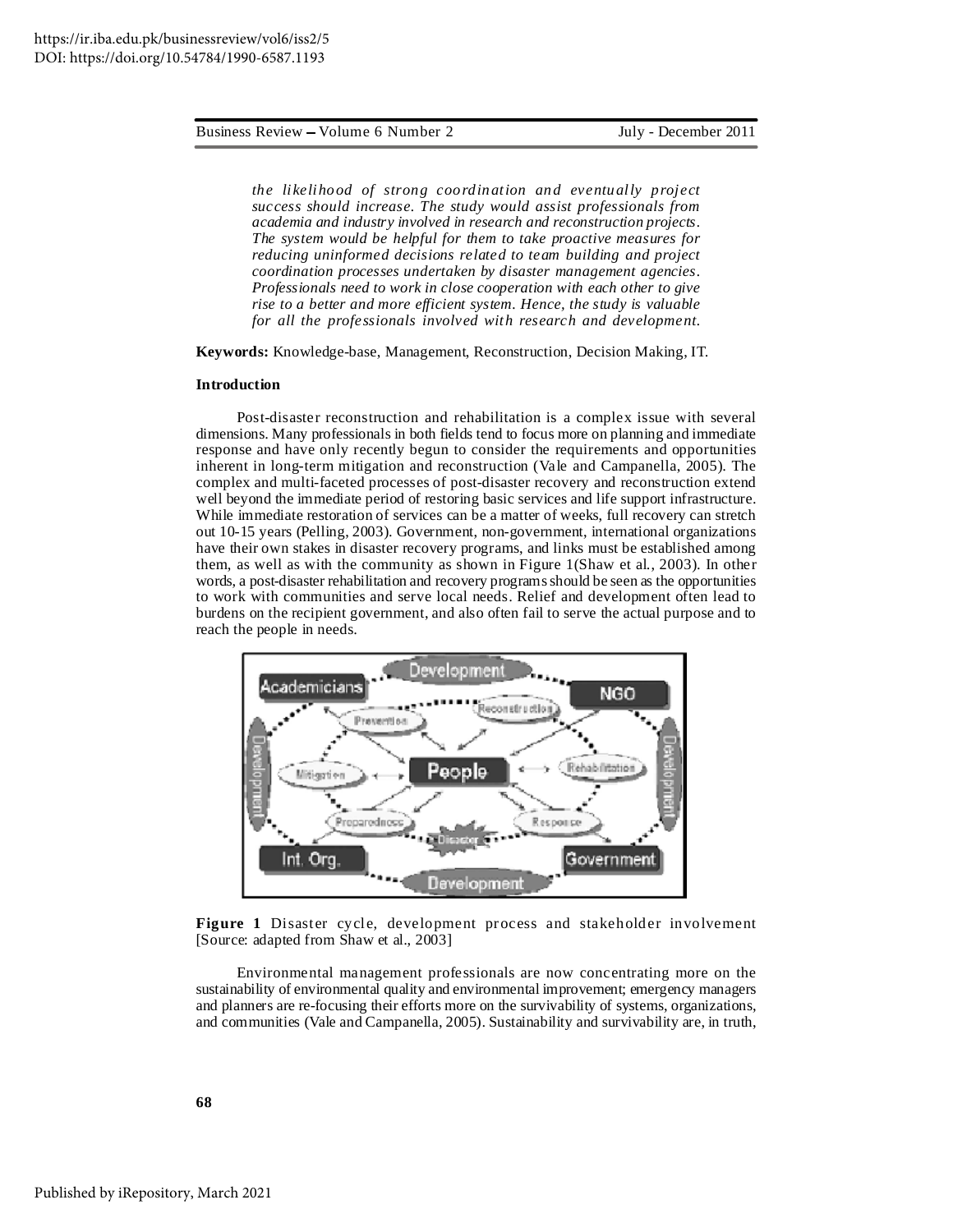*the likelihood of strong coordination and eventually project success should increase. The study would assist professionals from academia and industry involved in research and reconstruction projects. The system would be helpful for them to take proactive measures for reducing uninformed decisions related to team building and project coordination processes undertaken by disaster management agencies. Professionals need to work in close cooperation with each other to give rise to a better and more efficient system. Hence, the study is valuable for all the professionals involved with research and development.*

**Keywords:** Knowledge-base, Management, Reconstruction, Decision Making, IT.

**Introduction**

Post-disaster reconstruction and rehabilitation is a complex issue with several dimensions. Many professionals in both fields tend to focus more on planning and immediate response and have only recently begun to consider the requirements and opportunities inherent in long-term mitigation and reconstruction (Vale and Campanella, 2005). The complex and multi-faceted processes of post-disaster recovery and reconstruction extend well beyond the immediate period of restoring basic services and life support infrastructure. While immediate restoration of services can be a matter of weeks, full recovery can stretch out 10-15 years (Pelling, 2003). Government, non-government, international organizations have their own stakes in disaster recovery programs, and links must be established among them, as well as with the community as shown in Figure 1(Shaw et al., 2003). In other words, a post-disaster rehabilitation and recovery programs should be seen as the opportunities to work with communities and serve local needs. Relief and development often lead to burdens on the recipient government, and also often fail to serve the actual purpose and to reach the people in needs.

**Figure 1** Disaster cycle, development process and stakeholder involvement [Source: adapted from Shaw et al., 2003]

Environmental management professionals are now concentrating more on the sustainability of environmental quality and environmental improvement; emergency managers and planners are re-focusing their efforts more on the survivability of systems, organizations, and communities (Vale and Campanella, 2005). Sustainability and survivability are, in truth,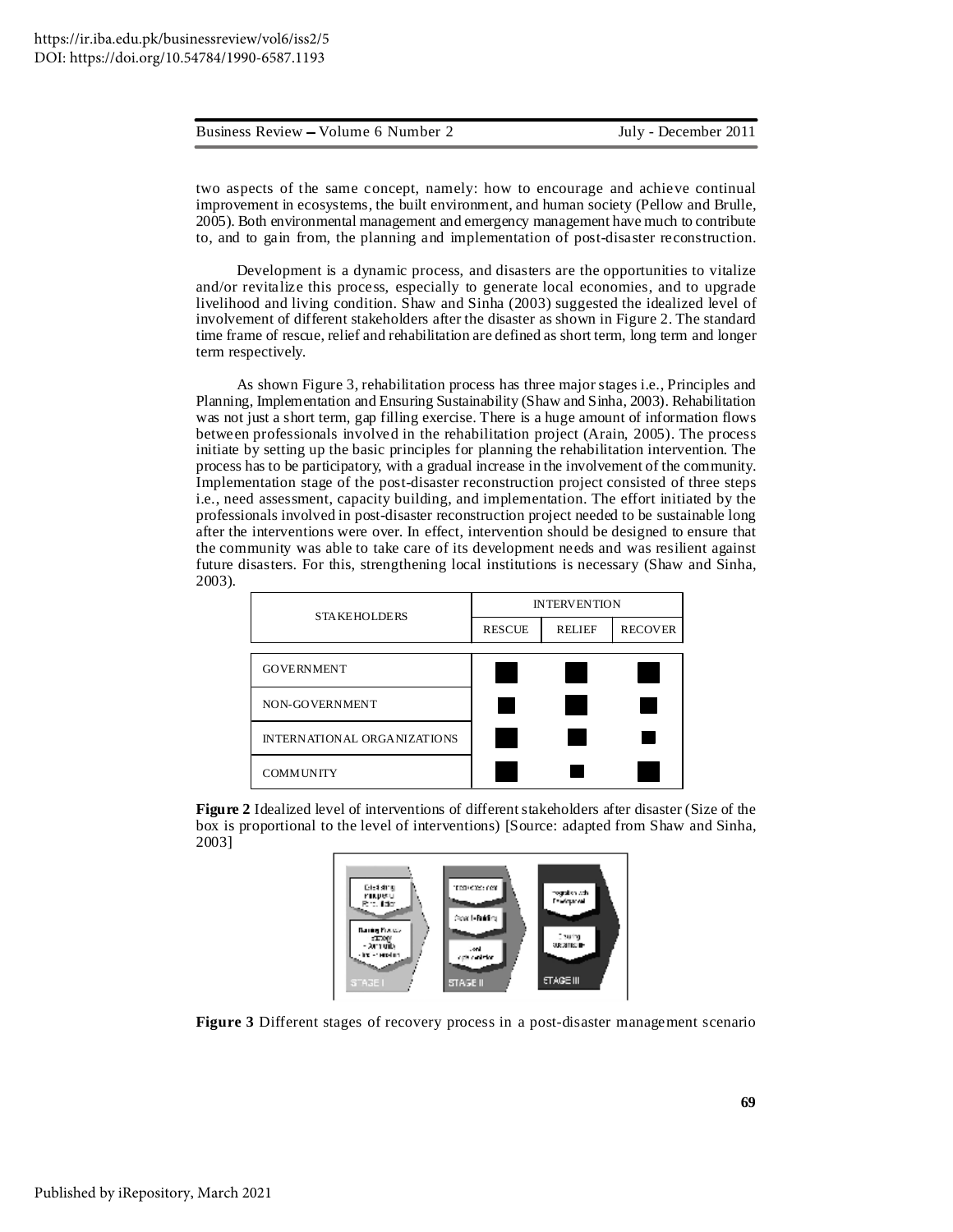two aspects of the same concept, namely: how to encourage and achieve continual improvement in ecosystems, the built environment, and human society (Pellow and Brulle, 2005). Both environmental management and emergency management have much to contribute to, and to gain from, the planning and implementation of post-disaster reconstruction.

Development is a dynamic process, and disasters are the opportunities to vitalize and/or revitalize this process, especially to generate local economies, and to upgrade livelihood and living condition. Shaw and Sinha (2003) suggested the idealized level of involvement of different stakeholders after the disaster as shown in Figure 2. The standard time frame of rescue, relief and rehabilitation are defined as short term, long term and longer term respectively.

As shown Figure 3, rehabilitation process has three major stages i.e., Principles and Planning, Implementation and Ensuring Sustainability (Shaw and Sinha, 2003). Rehabilitation was not just a short term, gap filling exercise. There is a huge amount of information flows between professionals involved in the rehabilitation project (Arain, 2005). The process initiate by setting up the basic principles for planning the rehabilitation intervention. The process has to be participatory, with a gradual increase in the involvement of the community. Implementation stage of the post-disaster reconstruction project consisted of three steps i.e., need assessment, capacity building, and implementation. The effort initiated by the professionals involved in post-disaster reconstruction project needed to be sustainable long after the interventions were over. In effect, intervention should be designed to ensure that the community was able to take care of its development needs and was resilient against future disasters. For this, strengthening local institutions is necessary (Shaw and Sinha, 2003).

| STAKEHOLDERS | INTERVENTION | | |
|---|---|---|---|
| | RESCUE | RELIEF | RECOVER |
| GOVERNMENT | ■ | ■ | ■ |
| NON-GOVERNMENT | ■ | ■ | ■ |
| INTERNATIONAL ORGANIZATIONS | ■ | ■ | ■ |
| COMMUNITY | ■ | ■ | ■ |

**Figure 2** Idealized level of interventions of different stakeholders after disaster (Size of the box is proportional to the level of interventions) [Source: adapted from Shaw and Sinha, 2003]

**Figure 3** Different stages of recovery process in a post-disaster management scenario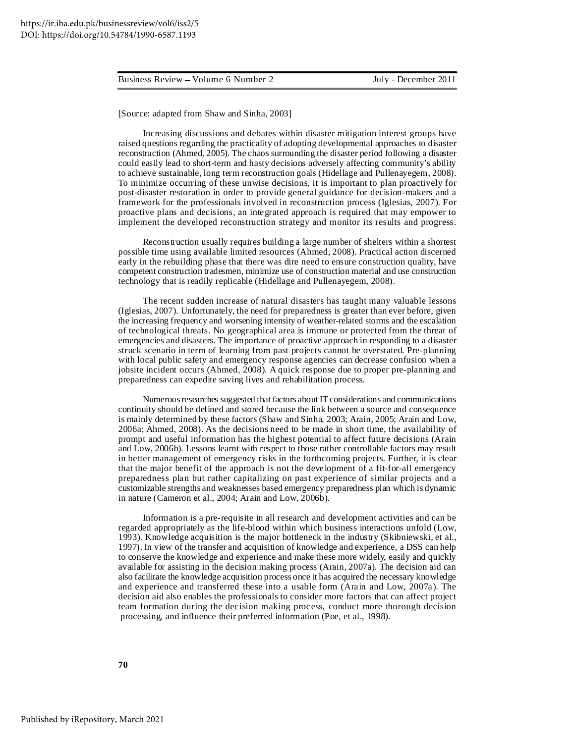[Source: adapted from Shaw and Sinha, 2003]

Increasing discussions and debates within disaster mitigation interest groups have raised questions regarding the practicality of adopting developmental approaches to disaster reconstruction (Ahmed, 2005). The chaos surrounding the disaster period following a disaster could easily lead to short-term and hasty decisions adversely affecting community's ability to achieve sustainable, long term reconstruction goals (Hidellage and Pullenayegem, 2008). To minimize occurring of these unwise decisions, it is important to plan proactively for post-disaster restoration in order to provide general guidance for decision-makers and a framework for the professionals involved in reconstruction process (Iglesias, 2007). For proactive plans and decisions, an integrated approach is required that may empower to implement the developed reconstruction strategy and monitor its results and progress.

Reconstruction usually requires building a large number of shelters within a shortest possible time using available limited resources (Ahmed, 2008). Practical action discerned early in the rebuilding phase that there was dire need to ensure construction quality, have competent construction tradesmen, minimize use of construction material and use construction technology that is readily replicable (Hidellage and Pullenayegem, 2008).

The recent sudden increase of natural disasters has taught many valuable lessons (Iglesias, 2007). Unfortunately, the need for preparedness is greater than ever before, given the increasing frequency and worsening intensity of weather-related storms and the escalation of technological threats. No geographical area is immune or protected from the threat of emergencies and disasters. The importance of proactive approach in responding to a disaster struck scenario in term of learning from past projects cannot be overstated. Pre-planning with local public safety and emergency response agencies can decrease confusion when a jobsite incident occurs (Ahmed, 2008). A quick response due to proper pre-planning and preparedness can expedite saving lives and rehabilitation process.

Numerous researches suggested that factors about IT considerations and communications continuity should be defined and stored because the link between a source and consequence is mainly determined by these factors (Shaw and Sinha, 2003; Arain, 2005; Arain and Low, 2006a; Ahmed, 2008). As the decisions need to be made in short time, the availability of prompt and useful information has the highest potential to affect future decisions (Arain and Low, 2006b). Lessons learnt with respect to those rather controllable factors may result in better management of emergency risks in the forthcoming projects. Further, it is clear that the major benefit of the approach is not the development of a fit-for-all emergency preparedness plan but rather capitalizing on past experience of similar projects and a customizable strengths and weaknesses based emergency preparedness plan which is dynamic in nature (Cameron et al., 2004; Arain and Low, 2006b).

Information is a pre-requisite in all research and development activities and can be regarded appropriately as the life-blood within which business interactions unfold (Low, 1993). Knowledge acquisition is the major bottleneck in the industry (Skibniewski, et al., 1997). In view of the transfer and acquisition of knowledge and experience, a DSS can help to conserve the knowledge and experience and make these more widely, easily and quickly available for assisting in the decision making process (Arain, 2007a). The decision aid can also facilitate the knowledge acquisition process once it has acquired the necessary knowledge and experience and transferred these into a usable form (Arain and Low, 2007a). The decision aid also enables the professionals to consider more factors that can affect project team formation during the decision making process, conduct more thorough decision processing, and influence their preferred information (Poe, et al., 1998).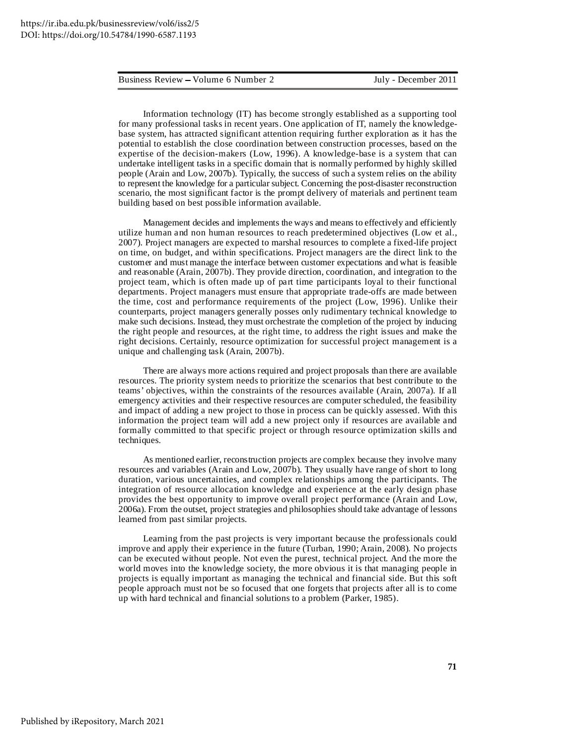Information technology (IT) has become strongly established as a supporting tool for many professional tasks in recent years. One application of IT, namely the knowledge-base system, has attracted significant attention requiring further exploration as it has the potential to establish the close coordination between construction processes, based on the expertise of the decision-makers (Low, 1996). A knowledge-base is a system that can undertake intelligent tasks in a specific domain that is normally performed by highly skilled people (Arain and Low, 2007b). Typically, the success of such a system relies on the ability to represent the knowledge for a particular subject. Concerning the post-disaster reconstruction scenario, the most significant factor is the prompt delivery of materials and pertinent team building based on best possible information available.

Management decides and implements the ways and means to effectively and efficiently utilize human and non human resources to reach predetermined objectives (Low et al., 2007). Project managers are expected to marshal resources to complete a fixed-life project on time, on budget, and within specifications. Project managers are the direct link to the customer and must manage the interface between customer expectations and what is feasible and reasonable (Arain, 2007b). They provide direction, coordination, and integration to the project team, which is often made up of part time participants loyal to their functional departments. Project managers must ensure that appropriate trade-offs are made between the time, cost and performance requirements of the project (Low, 1996). Unlike their counterparts, project managers generally posses only rudimentary technical knowledge to make such decisions. Instead, they must orchestrate the completion of the project by inducing the right people and resources, at the right time, to address the right issues and make the right decisions. Certainly, resource optimization for successful project management is a unique and challenging task (Arain, 2007b).

There are always more actions required and project proposals than there are available resources. The priority system needs to prioritize the scenarios that best contribute to the teams' objectives, within the constraints of the resources available (Arain, 2007a). If all emergency activities and their respective resources are computer scheduled, the feasibility and impact of adding a new project to those in process can be quickly assessed. With this information the project team will add a new project only if resources are available and formally committed to that specific project or through resource optimization skills and techniques.

As mentioned earlier, reconstruction projects are complex because they involve many resources and variables (Arain and Low, 2007b). They usually have range of short to long duration, various uncertainties, and complex relationships among the participants. The integration of resource allocation knowledge and experience at the early design phase provides the best opportunity to improve overall project performance (Arain and Low, 2006a). From the outset, project strategies and philosophies should take advantage of lessons learned from past similar projects.

Learning from the past projects is very important because the professionals could improve and apply their experience in the future (Turban, 1990; Arain, 2008). No projects can be executed without people. Not even the purest, technical project. And the more the world moves into the knowledge society, the more obvious it is that managing people in projects is equally important as managing the technical and financial side. But this soft people approach must not be so focused that one forgets that projects after all is to come up with hard technical and financial solutions to a problem (Parker, 1985).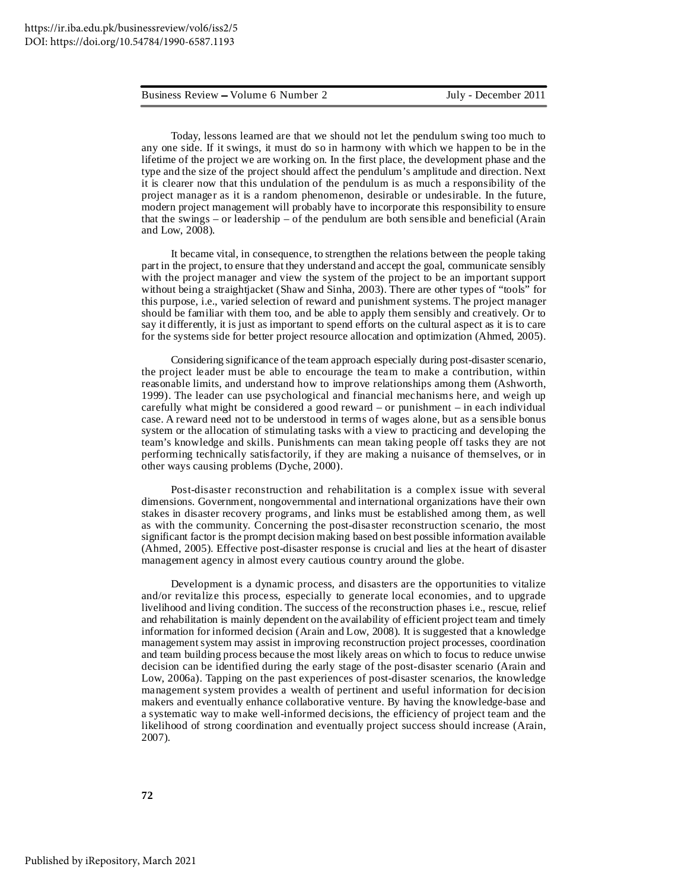Today, lessons learned are that we should not let the pendulum swing too much to any one side. If it swings, it must do so in harmony with which we happen to be in the lifetime of the project we are working on. In the first place, the development phase and the type and the size of the project should affect the pendulum's amplitude and direction. Next it is clearer now that this undulation of the pendulum is as much a responsibility of the project manager as it is a random phenomenon, desirable or undesirable. In the future, modern project management will probably have to incorporate this responsibility to ensure that the swings – or leadership – of the pendulum are both sensible and beneficial (Arain and Low, 2008).

It became vital, in consequence, to strengthen the relations between the people taking part in the project, to ensure that they understand and accept the goal, communicate sensibly with the project manager and view the system of the project to be an important support without being a straightjacket (Shaw and Sinha, 2003). There are other types of "tools" for this purpose, i.e., varied selection of reward and punishment systems. The project manager should be familiar with them too, and be able to apply them sensibly and creatively. Or to say it differently, it is just as important to spend efforts on the cultural aspect as it is to care for the systems side for better project resource allocation and optimization (Ahmed, 2005).

Considering significance of the team approach especially during post-disaster scenario, the project leader must be able to encourage the team to make a contribution, within reasonable limits, and understand how to improve relationships among them (Ashworth, 1999). The leader can use psychological and financial mechanisms here, and weigh up carefully what might be considered a good reward – or punishment – in each individual case. A reward need not to be understood in terms of wages alone, but as a sensible bonus system or the allocation of stimulating tasks with a view to practicing and developing the team's knowledge and skills. Punishments can mean taking people off tasks they are not performing technically satisfactorily, if they are making a nuisance of themselves, or in other ways causing problems (Dyche, 2000).

Post-disaster reconstruction and rehabilitation is a complex issue with several dimensions. Government, nongovernmental and international organizations have their own stakes in disaster recovery programs, and links must be established among them, as well as with the community. Concerning the post-disaster reconstruction scenario, the most significant factor is the prompt decision making based on best possible information available (Ahmed, 2005). Effective post-disaster response is crucial and lies at the heart of disaster management agency in almost every cautious country around the globe.

Development is a dynamic process, and disasters are the opportunities to vitalize and/or revitalize this process, especially to generate local economies, and to upgrade livelihood and living condition. The success of the reconstruction phases i.e., rescue, relief and rehabilitation is mainly dependent on the availability of efficient project team and timely information for informed decision (Arain and Low, 2008). It is suggested that a knowledge management system may assist in improving reconstruction project processes, coordination and team building process because the most likely areas on which to focus to reduce unwise decision can be identified during the early stage of the post-disaster scenario (Arain and Low, 2006a). Tapping on the past experiences of post-disaster scenarios, the knowledge management system provides a wealth of pertinent and useful information for decision makers and eventually enhance collaborative venture. By having the knowledge-base and a systematic way to make well-informed decisions, the efficiency of project team and the likelihood of strong coordination and eventually project success should increase (Arain, 2007).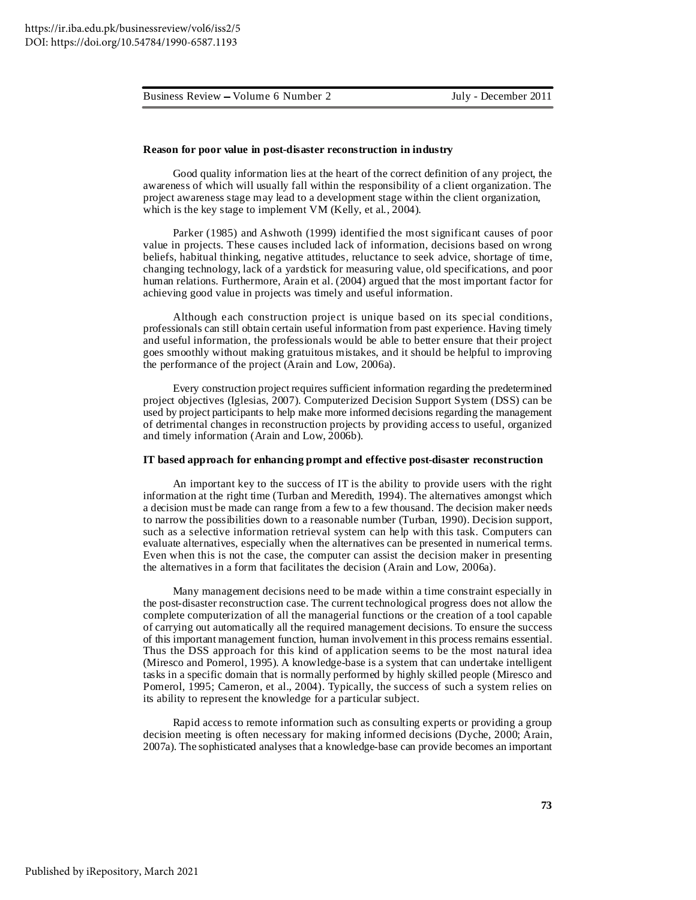**Reason for poor value in post-disaster reconstruction in industry**

Good quality information lies at the heart of the correct definition of any project, the awareness of which will usually fall within the responsibility of a client organization. The project awareness stage may lead to a development stage within the client organization, which is the key stage to implement VM (Kelly, et al., 2004).

Parker (1985) and Ashwoth (1999) identified the most significant causes of poor value in projects. These causes included lack of information, decisions based on wrong beliefs, habitual thinking, negative attitudes, reluctance to seek advice, shortage of time, changing technology, lack of a yardstick for measuring value, old specifications, and poor human relations. Furthermore, Arain et al. (2004) argued that the most important factor for achieving good value in projects was timely and useful information.

Although each construction project is unique based on its special conditions, professionals can still obtain certain useful information from past experience. Having timely and useful information, the professionals would be able to better ensure that their project goes smoothly without making gratuitous mistakes, and it should be helpful to improving the performance of the project (Arain and Low, 2006a).

Every construction project requires sufficient information regarding the predetermined project objectives (Iglesias, 2007). Computerized Decision Support System (DSS) can be used by project participants to help make more informed decisions regarding the management of detrimental changes in reconstruction projects by providing access to useful, organized and timely information (Arain and Low, 2006b).

**IT based approach for enhancing prompt and effective post-disaster reconstruction**

An important key to the success of IT is the ability to provide users with the right information at the right time (Turban and Meredith, 1994). The alternatives amongst which a decision must be made can range from a few to a few thousand. The decision maker needs to narrow the possibilities down to a reasonable number (Turban, 1990). Decision support, such as a selective information retrieval system can help with this task. Computers can evaluate alternatives, especially when the alternatives can be presented in numerical terms. Even when this is not the case, the computer can assist the decision maker in presenting the alternatives in a form that facilitates the decision (Arain and Low, 2006a).

Many management decisions need to be made within a time constraint especially in the post-disaster reconstruction case. The current technological progress does not allow the complete computerization of all the managerial functions or the creation of a tool capable of carrying out automatically all the required management decisions. To ensure the success of this important management function, human involvement in this process remains essential. Thus the DSS approach for this kind of application seems to be the most natural idea (Miresco and Pomerol, 1995). A knowledge-base is a system that can undertake intelligent tasks in a specific domain that is normally performed by highly skilled people (Miresco and Pomerol, 1995; Cameron, et al., 2004). Typically, the success of such a system relies on its ability to represent the knowledge for a particular subject.

Rapid access to remote information such as consulting experts or providing a group decision meeting is often necessary for making informed decisions (Dyche, 2000; Arain, 2007a). The sophisticated analyses that a knowledge-base can provide becomes an important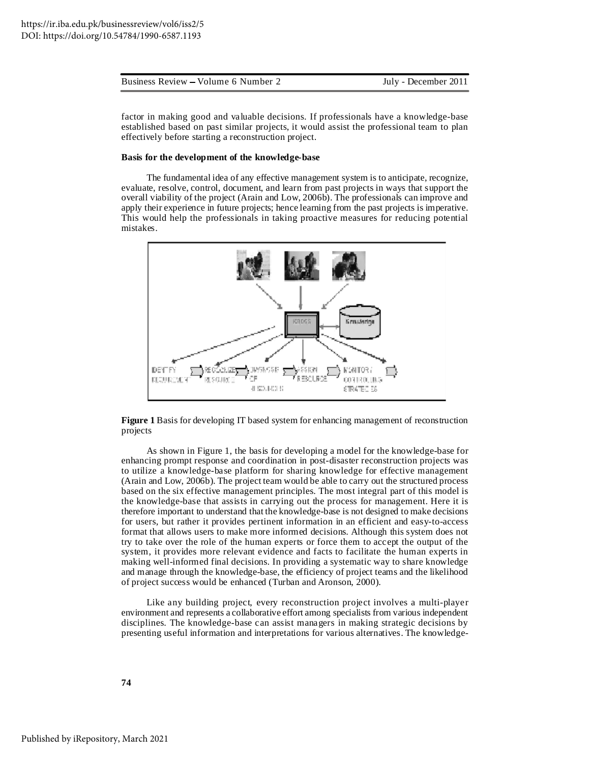factor in making good and valuable decisions. If professionals have a knowledge-base established based on past similar projects, it would assist the professional team to plan effectively before starting a reconstruction project.

**Basis for the development of the knowledge-base**

The fundamental idea of any effective management system is to anticipate, recognize, evaluate, resolve, control, document, and learn from past projects in ways that support the overall viability of the project (Arain and Low, 2006b). The professionals can improve and apply their experience in future projects; hence learning from the past projects is imperative. This would help the professionals in taking proactive measures for reducing potential mistakes.

**Figure 1** Basis for developing IT based system for enhancing management of reconstruction projects

As shown in Figure 1, the basis for developing a model for the knowledge-base for enhancing prompt response and coordination in post-disaster reconstruction projects was to utilize a knowledge-base platform for sharing knowledge for effective management (Arain and Low, 2006b). The project team would be able to carry out the structured process based on the six effective management principles. The most integral part of this model is the knowledge-base that assists in carrying out the process for management. Here it is therefore important to understand that the knowledge-base is not designed to make decisions for users, but rather it provides pertinent information in an efficient and easy-to-access format that allows users to make more informed decisions. Although this system does not try to take over the role of the human experts or force them to accept the output of the system, it provides more relevant evidence and facts to facilitate the human experts in making well-informed final decisions. In providing a systematic way to share knowledge and manage through the knowledge-base, the efficiency of project teams and the likelihood of project success would be enhanced (Turban and Aronson, 2000).

Like any building project, every reconstruction project involves a multi-player environment and represents a collaborative effort among specialists from various independent disciplines. The knowledge-base can assist managers in making strategic decisions by presenting useful information and interpretations for various alternatives. The knowledge-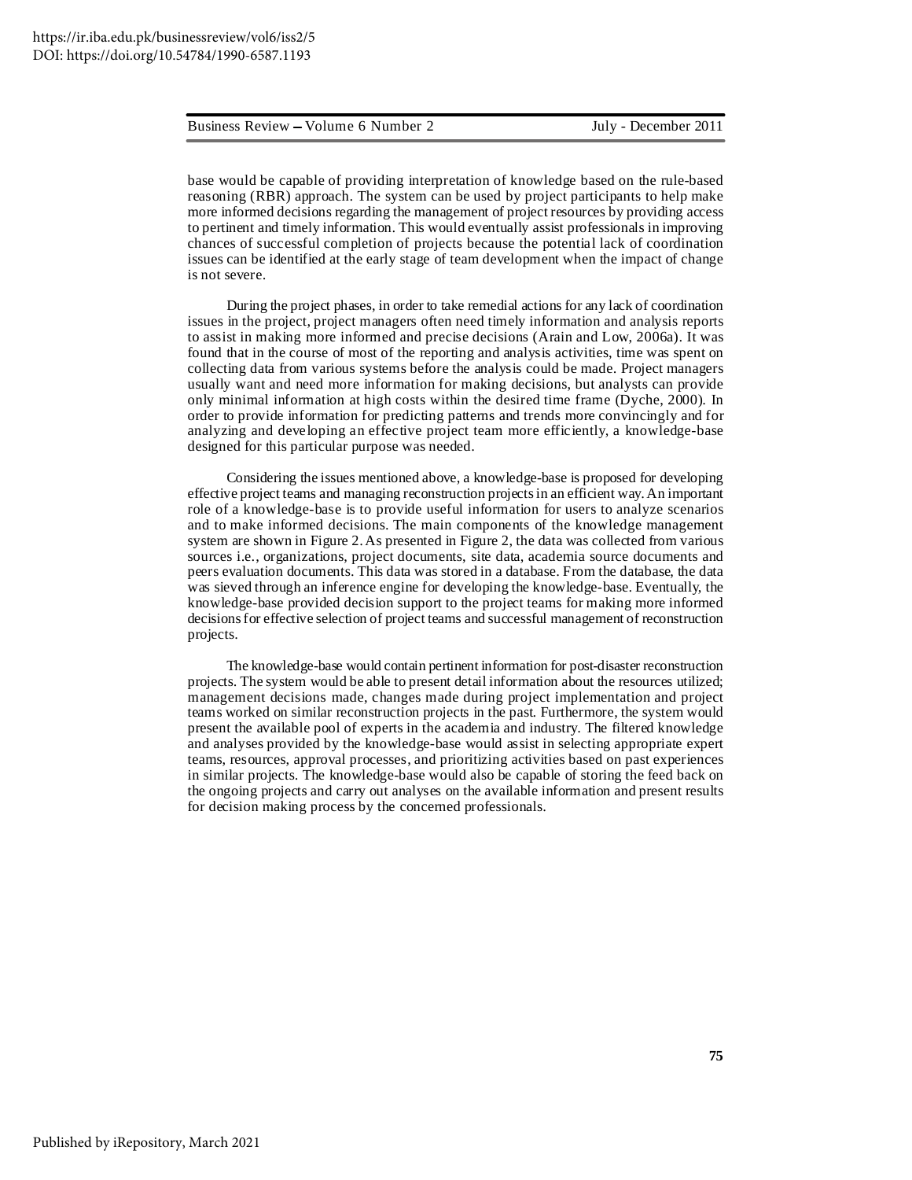base would be capable of providing interpretation of knowledge based on the rule-based reasoning (RBR) approach. The system can be used by project participants to help make more informed decisions regarding the management of project resources by providing access to pertinent and timely information. This would eventually assist professionals in improving chances of successful completion of projects because the potential lack of coordination issues can be identified at the early stage of team development when the impact of change is not severe.

During the project phases, in order to take remedial actions for any lack of coordination issues in the project, project managers often need timely information and analysis reports to assist in making more informed and precise decisions (Arain and Low, 2006a). It was found that in the course of most of the reporting and analysis activities, time was spent on collecting data from various systems before the analysis could be made. Project managers usually want and need more information for making decisions, but analysts can provide only minimal information at high costs within the desired time frame (Dyche, 2000). In order to provide information for predicting patterns and trends more convincingly and for analyzing and developing an effective project team more efficiently, a knowledge-base designed for this particular purpose was needed.

Considering the issues mentioned above, a knowledge-base is proposed for developing effective project teams and managing reconstruction projects in an efficient way. An important role of a knowledge-base is to provide useful information for users to analyze scenarios and to make informed decisions. The main components of the knowledge management system are shown in Figure 2. As presented in Figure 2, the data was collected from various sources i.e., organizations, project documents, site data, academia source documents and peers evaluation documents. This data was stored in a database. From the database, the data was sieved through an inference engine for developing the knowledge-base. Eventually, the knowledge-base provided decision support to the project teams for making more informed decisions for effective selection of project teams and successful management of reconstruction projects.

The knowledge-base would contain pertinent information for post-disaster reconstruction projects. The system would be able to present detail information about the resources utilized; management decisions made, changes made during project implementation and project teams worked on similar reconstruction projects in the past. Furthermore, the system would present the available pool of experts in the academia and industry. The filtered knowledge and analyses provided by the knowledge-base would assist in selecting appropriate expert teams, resources, approval processes, and prioritizing activities based on past experiences in similar projects. The knowledge-base would also be capable of storing the feed back on the ongoing projects and carry out analyses on the available information and present results for decision making process by the concerned professionals.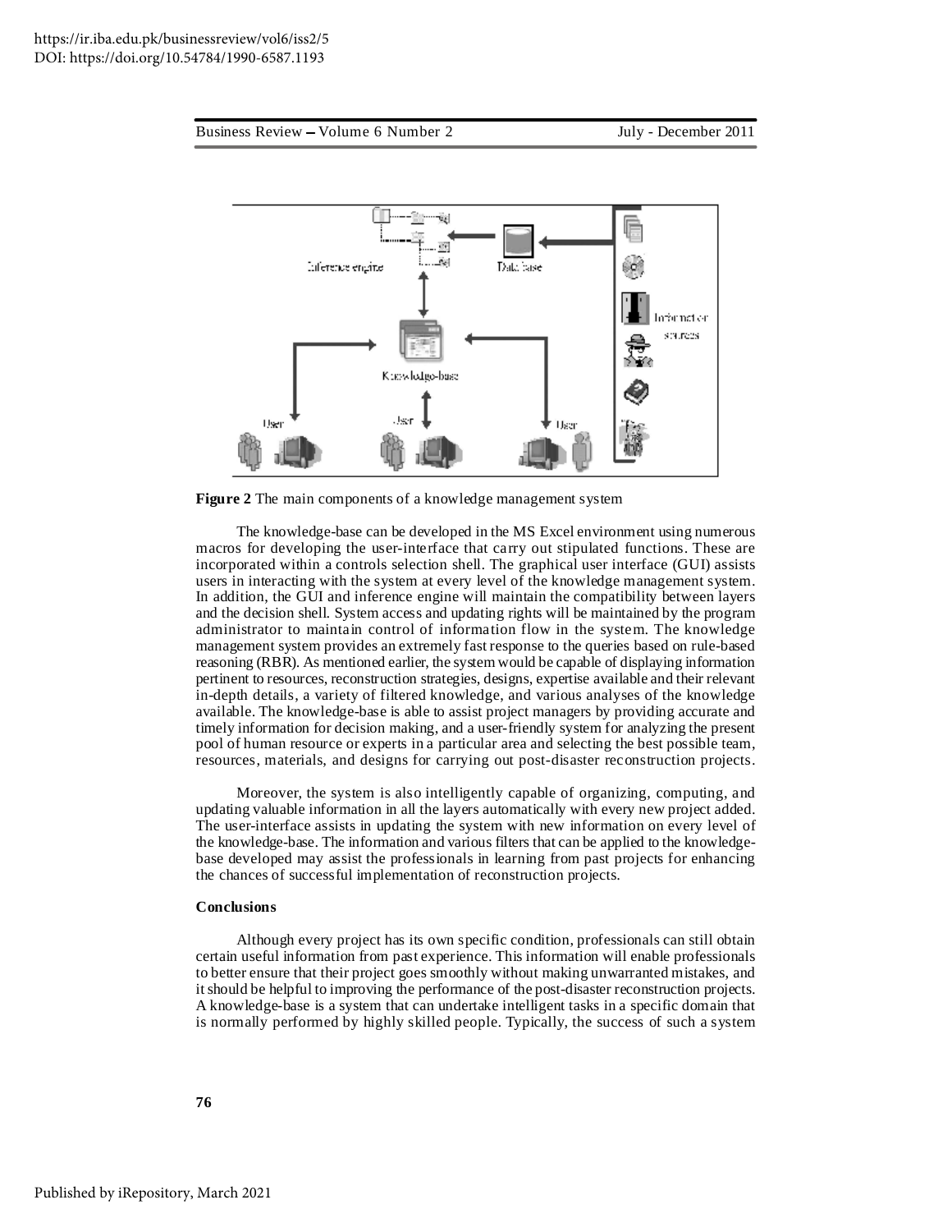Inference engine

Data base

Information sources

Knowledge-base

User

User

User

**Figure 2** The main components of a knowledge management system

The knowledge-base can be developed in the MS Excel environment using numerous macros for developing the user-interface that carry out stipulated functions. These are incorporated within a controls selection shell. The graphical user interface (GUI) assists users in interacting with the system at every level of the knowledge management system. In addition, the GUI and inference engine will maintain the compatibility between layers and the decision shell. System access and updating rights will be maintained by the program administrator to maintain control of information flow in the system. The knowledge management system provides an extremely fast response to the queries based on rule-based reasoning (RBR). As mentioned earlier, the system would be capable of displaying information pertinent to resources, reconstruction strategies, designs, expertise available and their relevant in-depth details, a variety of filtered knowledge, and various analyses of the knowledge available. The knowledge-base is able to assist project managers by providing accurate and timely information for decision making, and a user-friendly system for analyzing the present pool of human resource or experts in a particular area and selecting the best possible team, resources, materials, and designs for carrying out post-disaster reconstruction projects.

Moreover, the system is also intelligently capable of organizing, computing, and updating valuable information in all the layers automatically with every new project added. The user-interface assists in updating the system with new information on every level of the knowledge-base. The information and various filters that can be applied to the knowledge-base developed may assist the professionals in learning from past projects for enhancing the chances of successful implementation of reconstruction projects.

### Conclusions

Although every project has its own specific condition, professionals can still obtain certain useful information from past experience. This information will enable professionals to better ensure that their project goes smoothly without making unwarranted mistakes, and it should be helpful to improving the performance of the post-disaster reconstruction projects. A knowledge-base is a system that can undertake intelligent tasks in a specific domain that is normally performed by highly skilled people. Typically, the success of such a system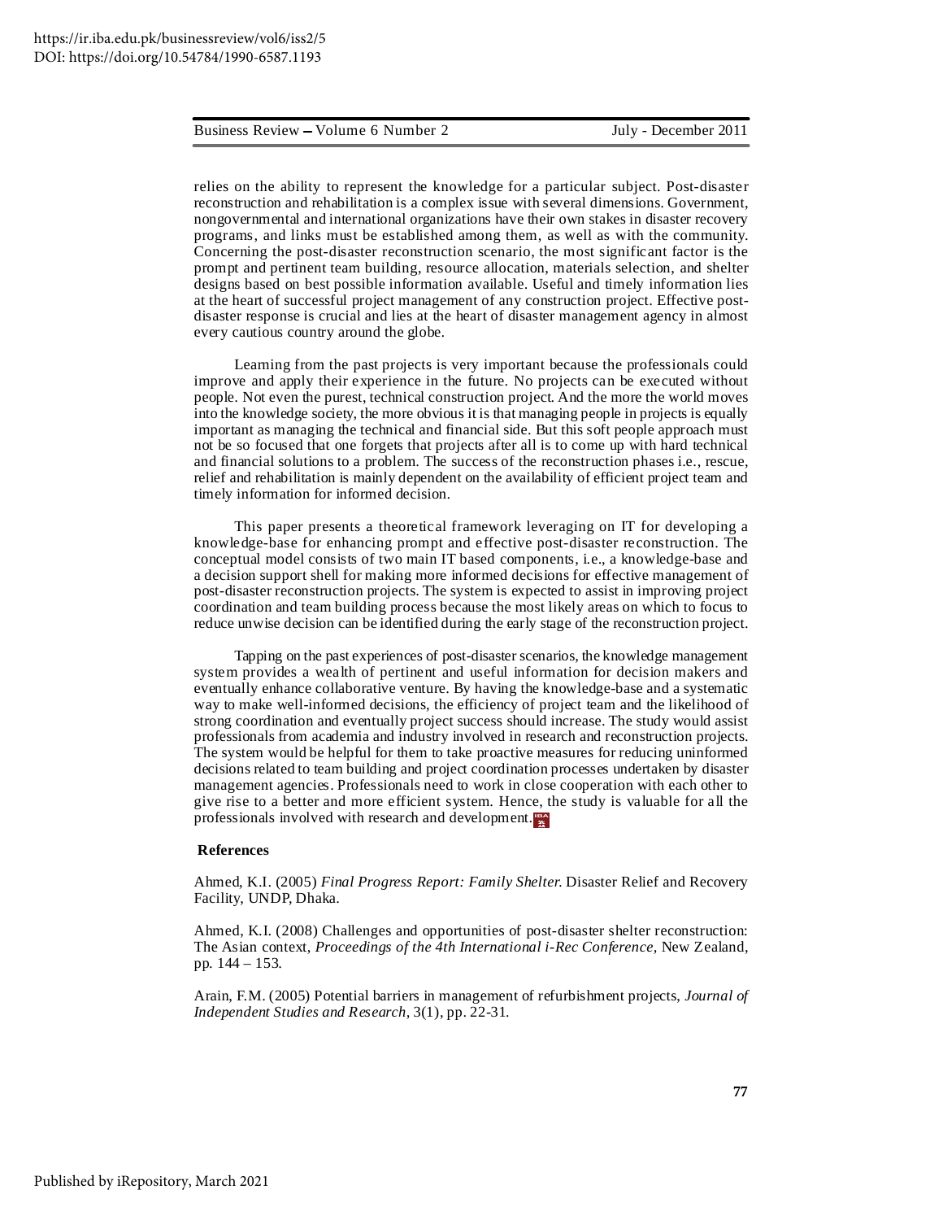relies on the ability to represent the knowledge for a particular subject. Post-disaster reconstruction and rehabilitation is a complex issue with several dimensions. Government, nongovernmental and international organizations have their own stakes in disaster recovery programs, and links must be established among them, as well as with the community. Concerning the post-disaster reconstruction scenario, the most significant factor is the prompt and pertinent team building, resource allocation, materials selection, and shelter designs based on best possible information available. Useful and timely information lies at the heart of successful project management of any construction project. Effective post-disaster response is crucial and lies at the heart of disaster management agency in almost every cautious country around the globe.

Learning from the past projects is very important because the professionals could improve and apply their experience in the future. No projects can be executed without people. Not even the purest, technical construction project. And the more the world moves into the knowledge society, the more obvious it is that managing people in projects is equally important as managing the technical and financial side. But this soft people approach must not be so focused that one forgets that projects after all is to come up with hard technical and financial solutions to a problem. The success of the reconstruction phases i.e., rescue, relief and rehabilitation is mainly dependent on the availability of efficient project team and timely information for informed decision.

This paper presents a theoretical framework leveraging on IT for developing a knowledge-base for enhancing prompt and effective post-disaster reconstruction. The conceptual model consists of two main IT based components, i.e., a knowledge-base and a decision support shell for making more informed decisions for effective management of post-disaster reconstruction projects. The system is expected to assist in improving project coordination and team building process because the most likely areas on which to focus to reduce unwise decision can be identified during the early stage of the reconstruction project.

Tapping on the past experiences of post-disaster scenarios, the knowledge management system provides a wealth of pertinent and useful information for decision makers and eventually enhance collaborative venture. By having the knowledge-base and a systematic way to make well-informed decisions, the efficiency of project team and the likelihood of strong coordination and eventually project success should increase. The study would assist professionals from academia and industry involved in research and reconstruction projects. The system would be helpful for them to take proactive measures for reducing uninformed decisions related to team building and project coordination processes undertaken by disaster management agencies. Professionals need to work in close cooperation with each other to give rise to a better and more efficient system. Hence, the study is valuable for all the professionals involved with research and development.

**References**

Ahmed, K.I. (2005) *Final Progress Report: Family Shelter.* Disaster Relief and Recovery Facility, UNDP, Dhaka.

Ahmed, K.I. (2008) Challenges and opportunities of post-disaster shelter reconstruction: The Asian context, *Proceedings of the 4th International i-Rec Conference,* New Zealand, pp. 144 – 153.

Arain, F.M. (2005) Potential barriers in management of refurbishment projects, *Journal of Independent Studies and Research,* 3(1), pp. 22-31.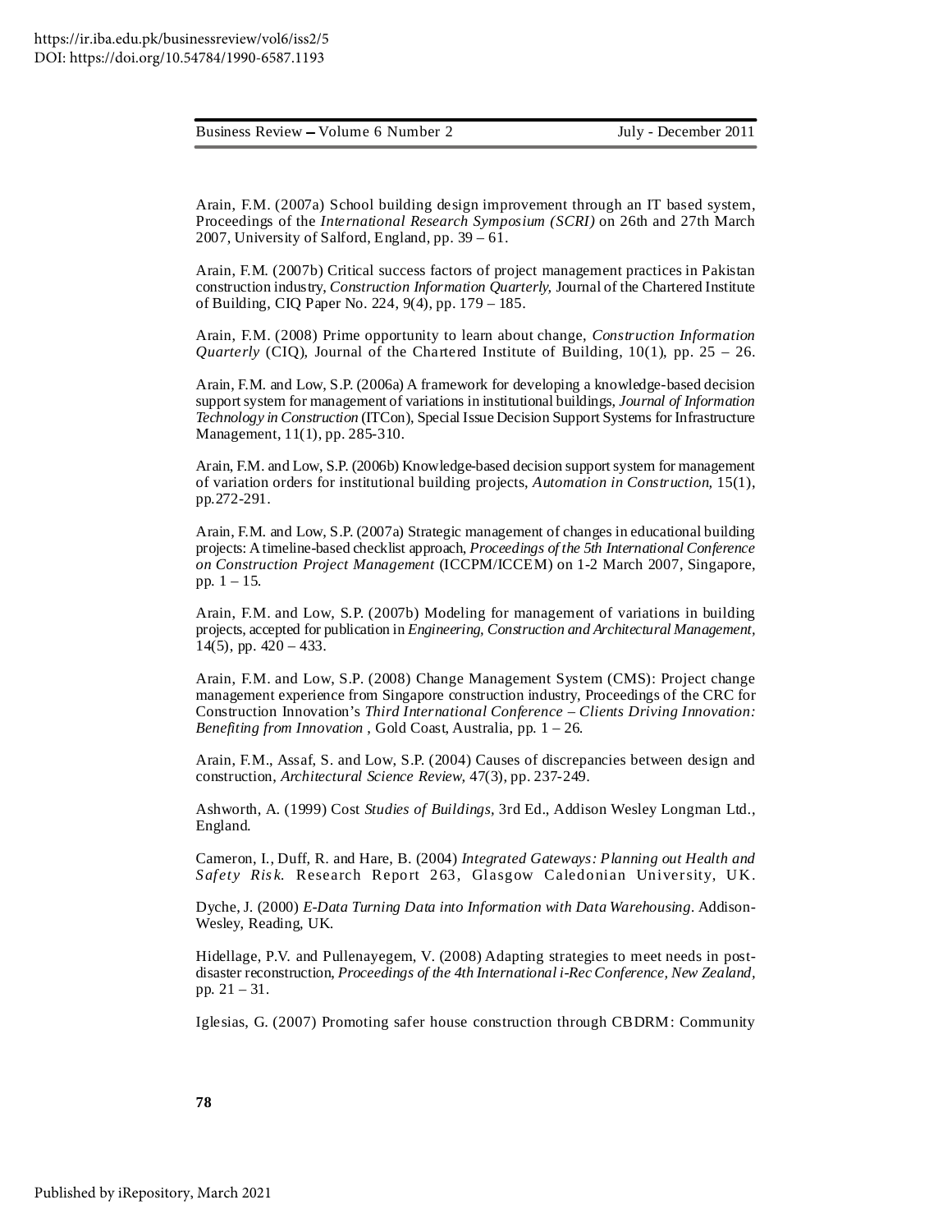Arain, F.M. (2007a) School building design improvement through an IT based system, Proceedings of the *International Research Symposium (SCRI)* on 26th and 27th March 2007, University of Salford, England, pp. 39 – 61.

Arain, F.M. (2007b) Critical success factors of project management practices in Pakistan construction industry, *Construction Information Quarterly,* Journal of the Chartered Institute of Building, CIQ Paper No. 224, 9(4), pp. 179 – 185.

Arain, F.M. (2008) Prime opportunity to learn about change, *Construction Information Quarterly* (CIQ), Journal of the Chartered Institute of Building, 10(1), pp. 25 – 26.

Arain, F.M. and Low, S.P. (2006a) A framework for developing a knowledge-based decision support system for management of variations in institutional buildings, *Journal of Information Technology in Construction* (ITCon), Special Issue Decision Support Systems for Infrastructure Management, 11(1), pp. 285-310.

Arain, F.M. and Low, S.P. (2006b) Knowledge-based decision support system for management of variation orders for institutional building projects, *Automation in Construction*, 15(1), pp.272-291.

Arain, F.M. and Low, S.P. (2007a) Strategic management of changes in educational building projects: A timeline-based checklist approach, *Proceedings of the 5th International Conference on Construction Project Management* (ICCPM/ICCEM) on 1-2 March 2007, Singapore, pp. 1 – 15.

Arain, F.M. and Low, S.P. (2007b) Modeling for management of variations in building projects, accepted for publication in *Engineering, Construction and Architectural Management*, 14(5), pp. 420 – 433.

Arain, F.M. and Low, S.P. (2008) Change Management System (CMS): Project change management experience from Singapore construction industry, Proceedings of the CRC for Construction Innovation's *Third International Conference – Clients Driving Innovation: Benefiting from Innovation* , Gold Coast, Australia, pp. 1 – 26.

Arain, F.M., Assaf, S. and Low, S.P. (2004) Causes of discrepancies between design and construction, *Architectural Science Review,* 47(3), pp. 237-249.

Ashworth, A. (1999) Cost *Studies of Buildings*, 3rd Ed., Addison Wesley Longman Ltd., England.

Cameron, I., Duff, R. and Hare, B. (2004) *Integrated Gateways: Planning out Health and Safety Risk.* Research Report 263, Glasgow Caledonian University, UK.

Dyche, J. (2000) *E-Data Turning Data into Information with Data Warehousing*. Addison-Wesley, Reading, UK.

Hidellage, P.V. and Pullenayegem, V. (2008) Adapting strategies to meet needs in post-disaster reconstruction, *Proceedings of the 4th International i-Rec Conference, New Zealand*, pp. 21 – 31.

Iglesias, G. (2007) Promoting safer house construction through CBDRM: Community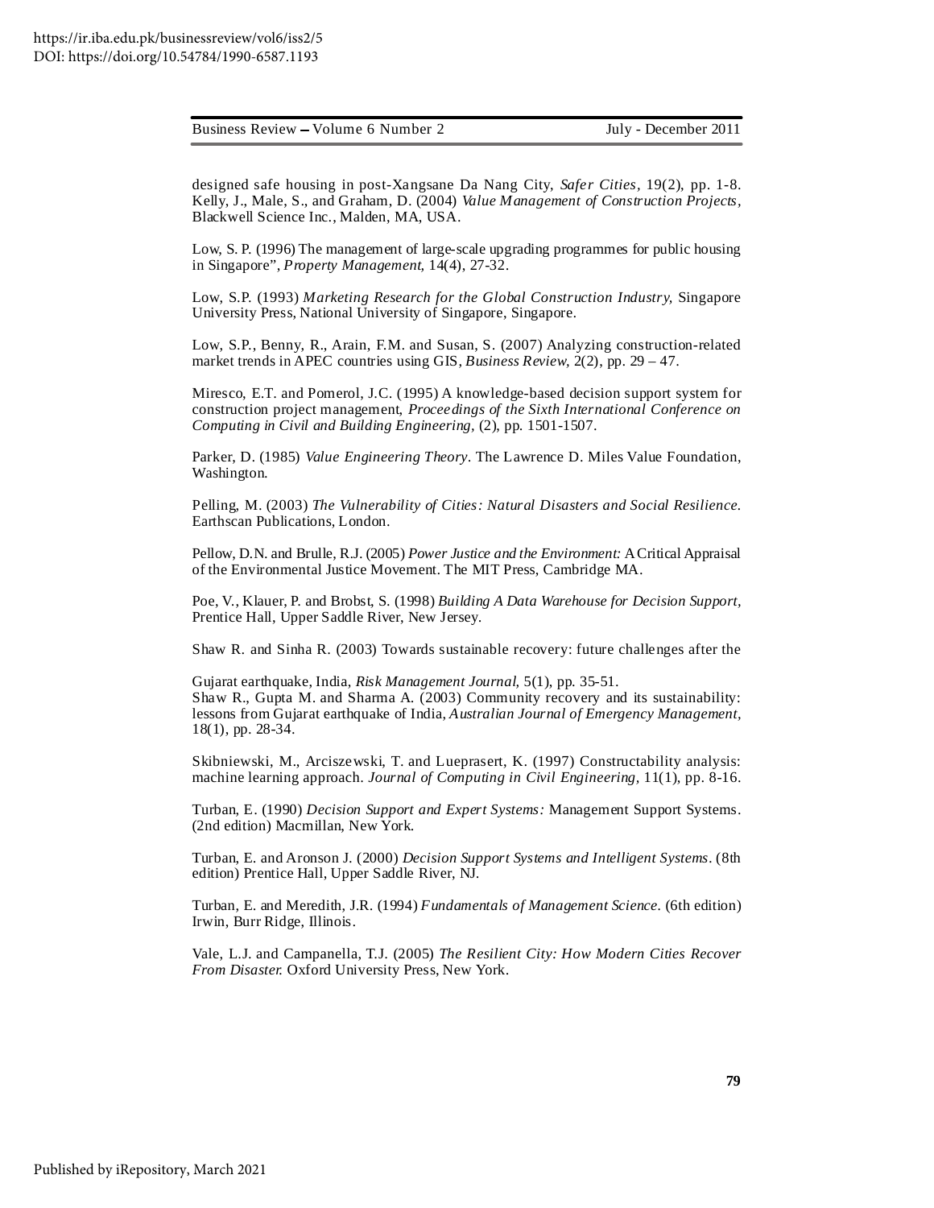designed safe housing in post-Xangsane Da Nang City, *Safer Cities*, 19(2), pp. 1-8.
Kelly, J., Male, S., and Graham, D. (2004) *Value Management of Construction Projects*, Blackwell Science Inc., Malden, MA, USA.

Low, S. P. (1996) The management of large-scale upgrading programmes for public housing in Singapore", *Property Management*, 14(4), 27-32.

Low, S.P. (1993) *Marketing Research for the Global Construction Industry*, Singapore University Press, National University of Singapore, Singapore.

Low, S.P., Benny, R., Arain, F.M. and Susan, S. (2007) Analyzing construction-related market trends in APEC countries using GIS, *Business Review*, 2(2), pp. 29 – 47.

Miresco, E.T. and Pomerol, J.C. (1995) A knowledge-based decision support system for construction project management, *Proceedings of the Sixth International Conference on Computing in Civil and Building Engineering*, (2), pp. 1501-1507.

Parker, D. (1985) *Value Engineering Theory*. The Lawrence D. Miles Value Foundation, Washington.

Pelling, M. (2003) *The Vulnerability of Cities: Natural Disasters and Social Resilience.* Earthscan Publications, London.

Pellow, D.N. and Brulle, R.J. (2005) *Power Justice and the Environment:* A Critical Appraisal of the Environmental Justice Movement. The MIT Press, Cambridge MA.

Poe, V., Klauer, P. and Brobst, S. (1998) *Building A Data Warehouse for Decision Support*, Prentice Hall, Upper Saddle River, New Jersey.

Shaw R. and Sinha R. (2003) Towards sustainable recovery: future challenges after the

Gujarat earthquake, India, *Risk Management Journal*, 5(1), pp. 35-51.
Shaw R., Gupta M. and Sharma A. (2003) Community recovery and its sustainability: lessons from Gujarat earthquake of India, *Australian Journal of Emergency Management*, 18(1), pp. 28-34.

Skibniewski, M., Arciszewski, T. and Lueprasert, K. (1997) Constructability analysis: machine learning approach. *Journal of Computing in Civil Engineering*, 11(1), pp. 8-16.

Turban, E. (1990) *Decision Support and Expert Systems:* Management Support Systems. (2nd edition) Macmillan, New York.

Turban, E. and Aronson J. (2000) *Decision Support Systems and Intelligent Systems*. (8th edition) Prentice Hall, Upper Saddle River, NJ.

Turban, E. and Meredith, J.R. (1994) *Fundamentals of Management Science*. (6th edition) Irwin, Burr Ridge, Illinois.

Vale, L.J. and Campanella, T.J. (2005) *The Resilient City: How Modern Cities Recover From Disaster.* Oxford University Press, New York.